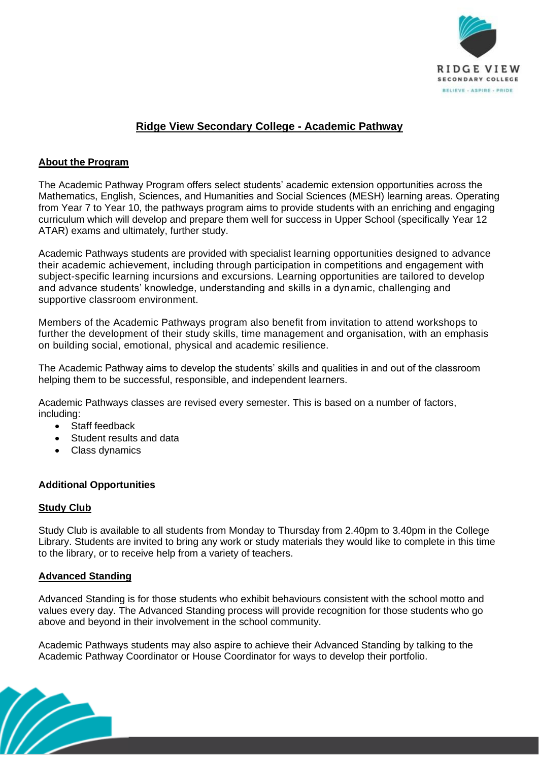# Ridge View Secondary College - Academic Pathway

## About the Program

The Academic Pathway Program offers select students' academic extension opportunities across the Mathematics, English, Sciences, and Humanities and Social Sciences (MESH) learning areas. Operating from Year 7 to Year 10, the pathways program aims to provide students with an enriching and engaging curriculum which will develop and prepare them well for success in Upper School (specifically Year 12 ATAR) exams and ultimately, further study.

Academic Pathways students are provided with specialist learning opportunities designed to advance their academic achievement, including through participation in competitions and engagement with subject-specific learning incursions and excursions. Learning opportunities are tailored to develop and advance students' knowledge, understanding and skills in a dynamic, challenging and supportive classroom environment.

Members of the Academic Pathways program also benefit from invitation to attend workshops to further the development of their study skills, time management and organisation, with an emphasis on building social, emotional, physical and academic resilience.

The Academic Pathway aims to develop the students' skills and qualities in and out of the classroom helping them to be successful, responsible, and independent learners.

Academic Pathways classes are revised every semester. This is based on a number of factors, including:

- Staff feedback
- Student results and data
- Class dynamics

## Additional Opportunities

### Study Club

Study Club is available to all students from Monday to Thursday from 2.40pm to 3.40pm in the College Library. Students are invited to bring any work or study materials they would like to complete in this time to the library, or to receive help from a variety of teachers.

### Advanced Standing

Advanced Standing is for those students who exhibit behaviours consistent with the school motto and values every day. The Advanced Standing process will provide recognition for those students who go above and beyond in their involvement in the school community.

Academic Pathways students may also aspire to achieve their Advanced Standing by talking to the Academic Pathway Coordinator or House Coordinator for ways to develop their portfolio.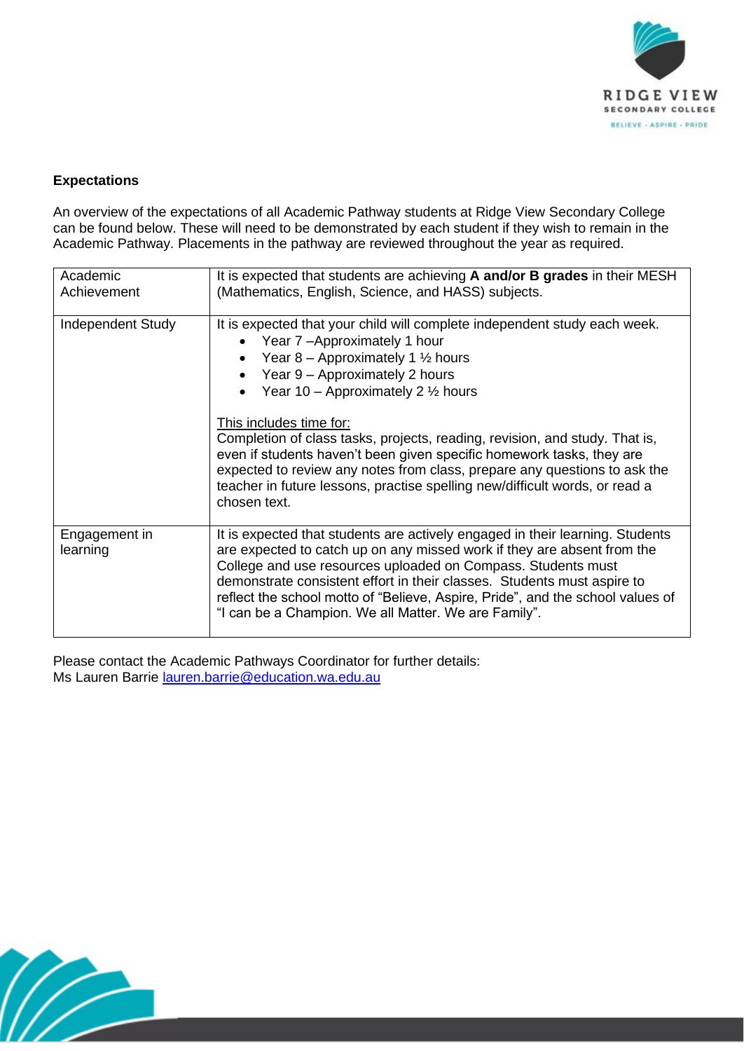**Expectations**

An overview of the expectations of all Academic Pathway students at Ridge View Secondary College can be found below. These will need to be demonstrated by each student if they wish to remain in the Academic Pathway. Placements in the pathway are reviewed throughout the year as required.

| | |
|---|---|
| Academic Achievement | It is expected that students are achieving **A and/or B grades** in their MESH (Mathematics, English, Science, and HASS) subjects. |
| Independent Study | It is expected that your child will complete independent study each week.<br>• Year 7 –Approximately 1 hour<br>• Year 8 – Approximately 1 ½ hours<br>• Year 9 – Approximately 2 hours<br>• Year 10 – Approximately 2 ½ hours<br><br>This includes time for:<br>Completion of class tasks, projects, reading, revision, and study. That is, even if students haven't been given specific homework tasks, they are expected to review any notes from class, prepare any questions to ask the teacher in future lessons, practise spelling new/difficult words, or read a chosen text. |
| Engagement in learning | It is expected that students are actively engaged in their learning. Students are expected to catch up on any missed work if they are absent from the College and use resources uploaded on Compass. Students must demonstrate consistent effort in their classes. Students must aspire to reflect the school motto of "Believe, Aspire, Pride", and the school values of "I can be a Champion. We all Matter. We are Family". |

Please contact the Academic Pathways Coordinator for further details:
Ms Lauren Barrie lauren.barrie@education.wa.edu.au